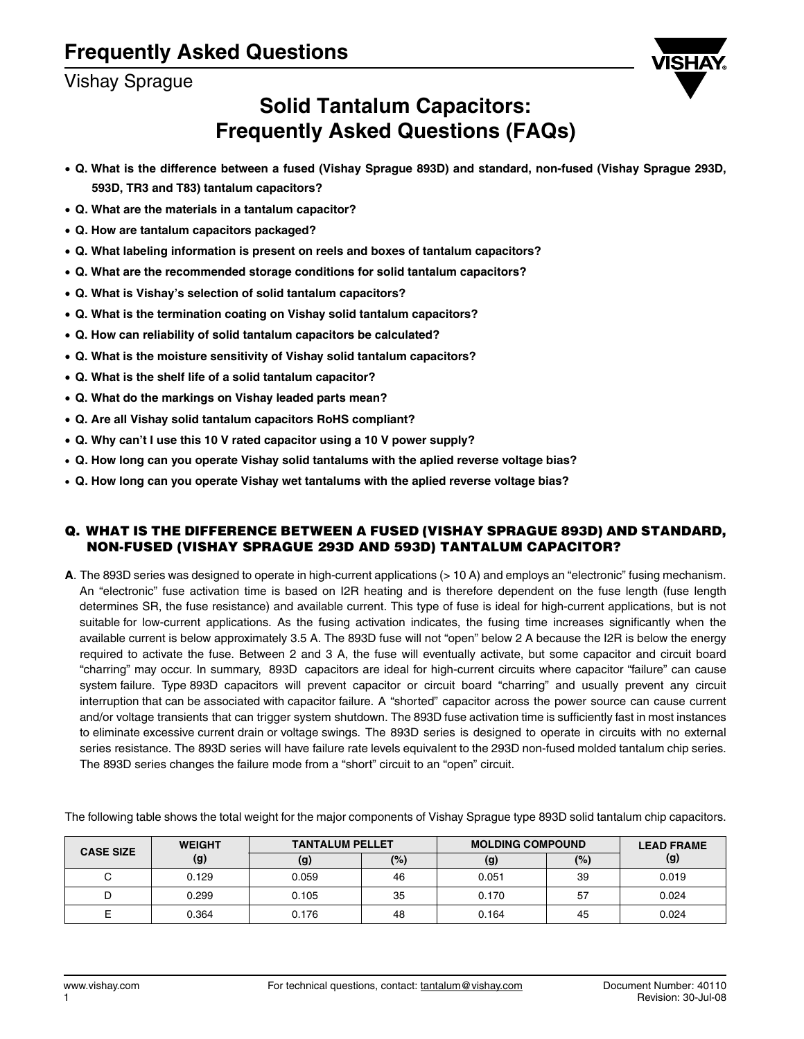# Solid Tantalum Capacitors: Frequently Asked Questions (FAQs)

- **Q. What is the difference between a fused (Vishay Sprague 893D) and standard, non-fused (Vishay Sprague 293D, 593D, TR3 and T83) tantalum capacitors?**
- **Q. What are the materials in a tantalum capacitor?**
- **Q. How are tantalum capacitors packaged?**
- **Q. What labeling information is present on reels and boxes of tantalum capacitors?**
- **Q. What are the recommended storage conditions for solid tantalum capacitors?**
- **Q. What is Vishay's selection of solid tantalum capacitors?**
- **Q. What is the termination coating on Vishay solid tantalum capacitors?**
- **Q. How can reliability of solid tantalum capacitors be calculated?**
- **Q. What is the moisture sensitivity of Vishay solid tantalum capacitors?**
- **Q. What is the shelf life of a solid tantalum capacitor?**
- **Q. What do the markings on Vishay leaded parts mean?**
- **Q. Are all Vishay solid tantalum capacitors RoHS compliant?**
- **Q. Why can't I use this 10 V rated capacitor using a 10 V power supply?**
- **Q. How long can you operate Vishay solid tantalums with the aplied reverse voltage bias?**
- **Q. How long can you operate Vishay wet tantalums with the aplied reverse voltage bias?**

## Q. WHAT IS THE DIFFERENCE BETWEEN A FUSED (VISHAY SPRAGUE 893D) AND STANDARD, NON-FUSED (VISHAY SPRAGUE 293D AND 593D) TANTALUM CAPACITOR?

**A**. The 893D series was designed to operate in high-current applications (> 10 A) and employs an "electronic" fusing mechanism. An "electronic" fuse activation time is based on I2R heating and is therefore dependent on the fuse length (fuse length determines SR, the fuse resistance) and available current. This type of fuse is ideal for high-current applications, but is not suitable for low-current applications. As the fusing activation indicates, the fusing time increases significantly when the available current is below approximately 3.5 A. The 893D fuse will not "open" below 2 A because the I2R is below the energy required to activate the fuse. Between 2 and 3 A, the fuse will eventually activate, but some capacitor and circuit board "charring" may occur. In summary, 893D capacitors are ideal for high-current circuits where capacitor "failure" can cause system failure. Type 893D capacitors will prevent capacitor or circuit board "charring" and usually prevent any circuit interruption that can be associated with capacitor failure. A "shorted" capacitor across the power source can cause current and/or voltage transients that can trigger system shutdown. The 893D fuse activation time is sufficiently fast in most instances to eliminate excessive current drain or voltage swings. The 893D series is designed to operate in circuits with no external series resistance. The 893D series will have failure rate levels equivalent to the 293D non-fused molded tantalum chip series. The 893D series changes the failure mode from a "short" circuit to an "open" circuit.

The following table shows the total weight for the major components of Vishay Sprague type 893D solid tantalum chip capacitors.

| CASE SIZE | WEIGHT (g) | TANTALUM PELLET | | MOLDING COMPOUND | | LEAD FRAME (g) |
|---|---|---|---|---|---|---|
| | | (g) | (%) | (g) | (%) | |
| C | 0.129 | 0.059 | 46 | 0.051 | 39 | 0.019 |
| D | 0.299 | 0.105 | 35 | 0.170 | 57 | 0.024 |
| E | 0.364 | 0.176 | 48 | 0.164 | 45 | 0.024 |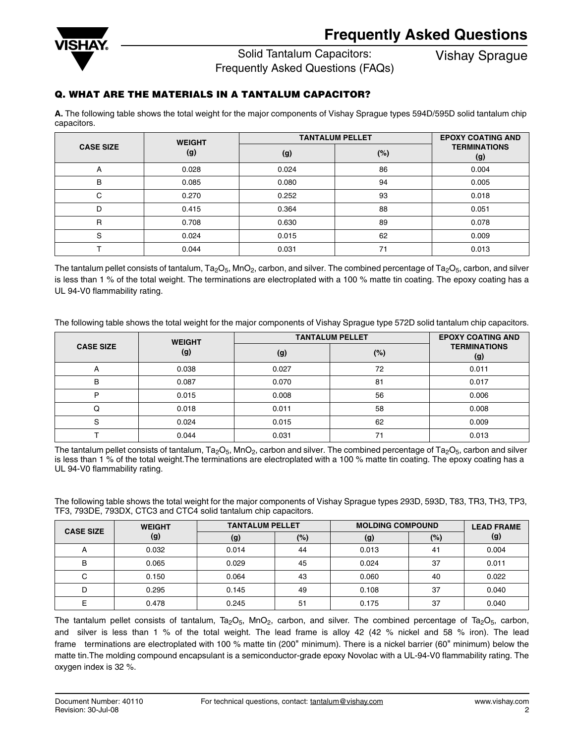## Q. WHAT ARE THE MATERIALS IN A TANTALUM CAPACITOR?

**A.** The following table shows the total weight for the major components of Vishay Sprague types 594D/595D solid tantalum chip capacitors.

| CASE SIZE | WEIGHT (g) | TANTALUM PELLET | | EPOXY COATING AND TERMINATIONS (g) |
|---|---|---|---|---|
| | | (g) | (%) | |
| A | 0.028 | 0.024 | 86 | 0.004 |
| B | 0.085 | 0.080 | 94 | 0.005 |
| C | 0.270 | 0.252 | 93 | 0.018 |
| D | 0.415 | 0.364 | 88 | 0.051 |
| R | 0.708 | 0.630 | 89 | 0.078 |
| S | 0.024 | 0.015 | 62 | 0.009 |
| T | 0.044 | 0.031 | 71 | 0.013 |

The tantalum pellet consists of tantalum, $Ta_2O_5$, $MnO_2$, carbon, and silver. The combined percentage of $Ta_2O_5$, carbon, and silver is less than 1 % of the total weight. The terminations are electroplated with a 100 % matte tin coating. The epoxy coating has a UL 94-V0 flammability rating.

The following table shows the total weight for the major components of Vishay Sprague type 572D solid tantalum chip capacitors.

| CASE SIZE | WEIGHT (g) | TANTALUM PELLET | | EPOXY COATING AND TERMINATIONS (g) |
|---|---|---|---|---|
| | | (g) | (%) | |
| A | 0.038 | 0.027 | 72 | 0.011 |
| B | 0.087 | 0.070 | 81 | 0.017 |
| P | 0.015 | 0.008 | 56 | 0.006 |
| Q | 0.018 | 0.011 | 58 | 0.008 |
| S | 0.024 | 0.015 | 62 | 0.009 |
| T | 0.044 | 0.031 | 71 | 0.013 |

The tantalum pellet consists of tantalum, $Ta_2O_5$, $MnO_2$, carbon and silver. The combined percentage of $Ta_2O_5$, carbon and silver is less than 1 % of the total weight.The terminations are electroplated with a 100 % matte tin coating. The epoxy coating has a UL 94-V0 flammability rating.

The following table shows the total weight for the major components of Vishay Sprague types 293D, 593D, T83, TR3, TH3, TP3, TF3, 793DE, 793DX, CTC3 and CTC4 solid tantalum chip capacitors.

| CASE SIZE | WEIGHT (g) | TANTALUM PELLET | | MOLDING COMPOUND | | LEAD FRAME (g) |
|---|---|---|---|---|---|---|
| | | (g) | (%) | (g) | (%) | |
| A | 0.032 | 0.014 | 44 | 0.013 | 41 | 0.004 |
| B | 0.065 | 0.029 | 45 | 0.024 | 37 | 0.011 |
| C | 0.150 | 0.064 | 43 | 0.060 | 40 | 0.022 |
| D | 0.295 | 0.145 | 49 | 0.108 | 37 | 0.040 |
| E | 0.478 | 0.245 | 51 | 0.175 | 37 | 0.040 |

The tantalum pellet consists of tantalum, $Ta_2O_5$, $MnO_2$, carbon, and silver. The combined percentage of $Ta_2O_5$, carbon, and silver is less than 1 % of the total weight. The lead frame is alloy 42 (42 % nickel and 58 % iron). The lead frame terminations are electroplated with 100 % matte tin (200" minimum). There is a nickel barrier (60" minimum) below the matte tin.The molding compound encapsulant is a semiconductor-grade epoxy Novolac with a UL-94-V0 flammability rating. The oxygen index is 32 %.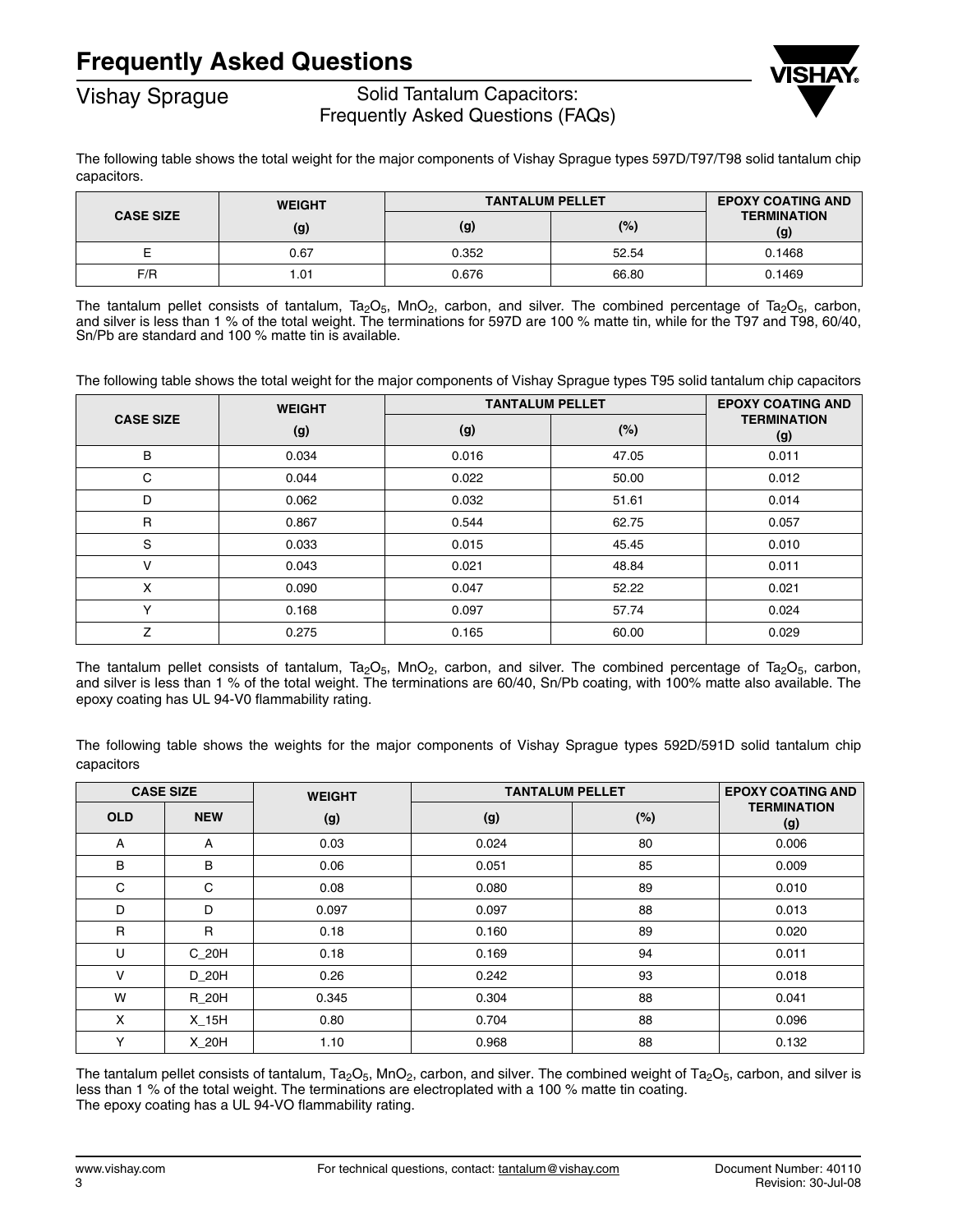The following table shows the total weight for the major components of Vishay Sprague types 597D/T97/T98 solid tantalum chip capacitors.

| CASE SIZE | WEIGHT | TANTALUM PELLET | | EPOXY COATING AND TERMINATION |
|---|---|---|---|---|
| | (g) | (g) | (%) | (g) |
| E | 0.67 | 0.352 | 52.54 | 0.1468 |
| F/R | 1.01 | 0.676 | 66.80 | 0.1469 |

The tantalum pellet consists of tantalum, $Ta_2O_5$, $MnO_2$, carbon, and silver. The combined percentage of $Ta_2O_5$, carbon, and silver is less than 1 % of the total weight. The terminations for 597D are 100 % matte tin, while for the T97 and T98, 60/40, Sn/Pb are standard and 100 % matte tin is available.

The following table shows the total weight for the major components of Vishay Sprague types T95 solid tantalum chip capacitors

| CASE SIZE | WEIGHT | TANTALUM PELLET | | EPOXY COATING AND TERMINATION |
|---|---|---|---|---|
| | (g) | (g) | (%) | (g) |
| B | 0.034 | 0.016 | 47.05 | 0.011 |
| C | 0.044 | 0.022 | 50.00 | 0.012 |
| D | 0.062 | 0.032 | 51.61 | 0.014 |
| R | 0.867 | 0.544 | 62.75 | 0.057 |
| S | 0.033 | 0.015 | 45.45 | 0.010 |
| V | 0.043 | 0.021 | 48.84 | 0.011 |
| X | 0.090 | 0.047 | 52.22 | 0.021 |
| Y | 0.168 | 0.097 | 57.74 | 0.024 |
| Z | 0.275 | 0.165 | 60.00 | 0.029 |

The tantalum pellet consists of tantalum, $Ta_2O_5$, $MnO_2$, carbon, and silver. The combined percentage of $Ta_2O_5$, carbon, and silver is less than 1 % of the total weight. The terminations are 60/40, Sn/Pb coating, with 100% matte also available. The epoxy coating has UL 94-V0 flammability rating.

The following table shows the weights for the major components of Vishay Sprague types 592D/591D solid tantalum chip capacitors

| CASE SIZE | | WEIGHT | TANTALUM PELLET | | EPOXY COATING AND TERMINATION |
|---|---|---|---|---|---|
| OLD | NEW | (g) | (g) | (%) | (g) |
| A | A | 0.03 | 0.024 | 80 | 0.006 |
| B | B | 0.06 | 0.051 | 85 | 0.009 |
| C | C | 0.08 | 0.080 | 89 | 0.010 |
| D | D | 0.097 | 0.097 | 88 | 0.013 |
| R | R | 0.18 | 0.160 | 89 | 0.020 |
| U | C_20H | 0.18 | 0.169 | 94 | 0.011 |
| V | D_20H | 0.26 | 0.242 | 93 | 0.018 |
| W | R_20H | 0.345 | 0.304 | 88 | 0.041 |
| X | X_15H | 0.80 | 0.704 | 88 | 0.096 |
| Y | X_20H | 1.10 | 0.968 | 88 | 0.132 |

The tantalum pellet consists of tantalum, $Ta_2O_5$, $MnO_2$, carbon, and silver. The combined weight of $Ta_2O_5$, carbon, and silver is less than 1 % of the total weight. The terminations are electroplated with a 100 % matte tin coating.
The epoxy coating has a UL 94-VO flammability rating.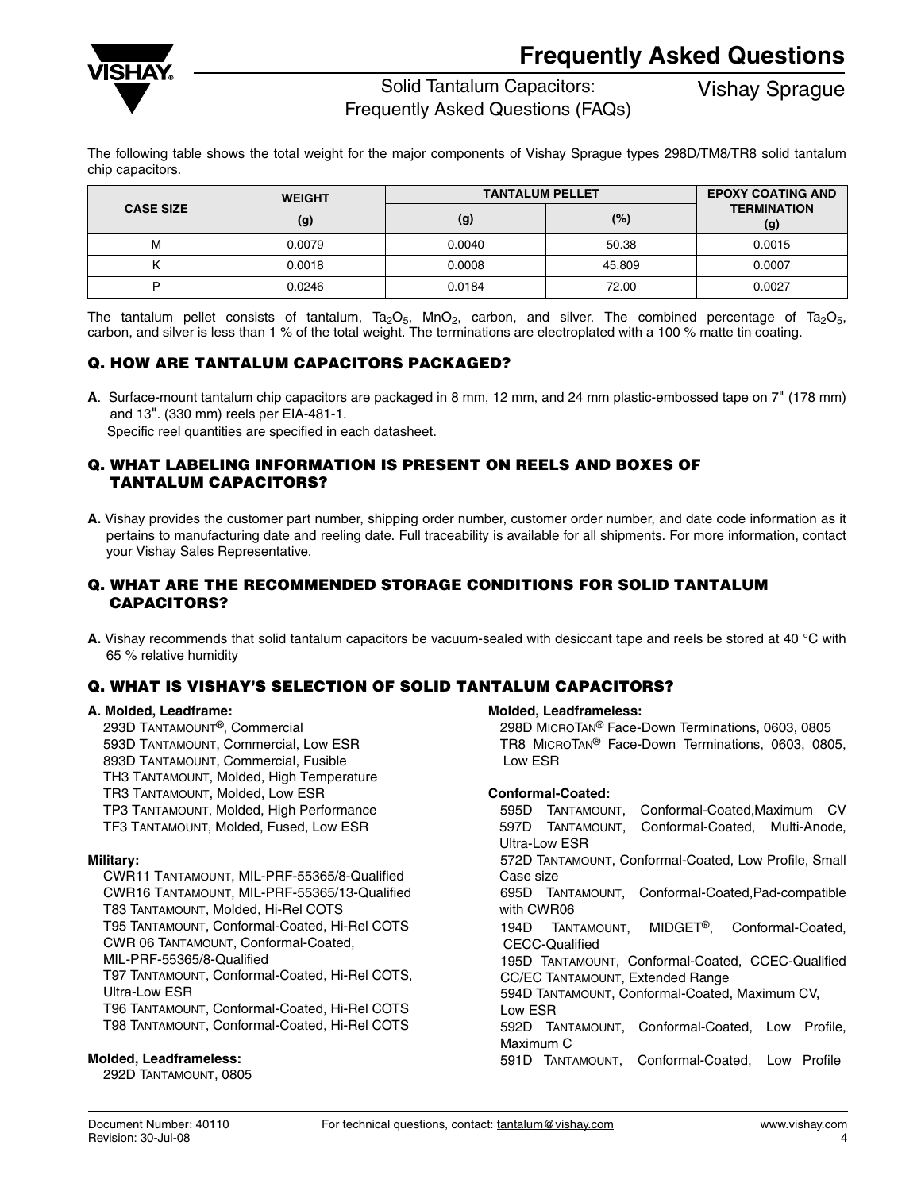The following table shows the total weight for the major components of Vishay Sprague types 298D/TM8/TR8 solid tantalum chip capacitors.

| CASE SIZE | WEIGHT (g) | TANTALUM PELLET | | EPOXY COATING AND TERMINATION (g) |
|---|---|---|---|---|
| | | (g) | (%) | |
| M | 0.0079 | 0.0040 | 50.38 | 0.0015 |
| K | 0.0018 | 0.0008 | 45.809 | 0.0007 |
| P | 0.0246 | 0.0184 | 72.00 | 0.0027 |

The tantalum pellet consists of tantalum, $Ta_2O_5$, $MnO_2$, carbon, and silver. The combined percentage of $Ta_2O_5$, carbon, and silver is less than 1 % of the total weight. The terminations are electroplated with a 100 % matte tin coating.

## Q. HOW ARE TANTALUM CAPACITORS PACKAGED?

**A**. Surface-mount tantalum chip capacitors are packaged in 8 mm, 12 mm, and 24 mm plastic-embossed tape on 7" (178 mm) and 13". (330 mm) reels per EIA-481-1.
Specific reel quantities are specified in each datasheet.

## Q. WHAT LABELING INFORMATION IS PRESENT ON REELS AND BOXES OF TANTALUM CAPACITORS?

**A.** Vishay provides the customer part number, shipping order number, customer order number, and date code information as it pertains to manufacturing date and reeling date. Full traceability is available for all shipments. For more information, contact your Vishay Sales Representative.

## Q. WHAT ARE THE RECOMMENDED STORAGE CONDITIONS FOR SOLID TANTALUM CAPACITORS?

**A.** Vishay recommends that solid tantalum capacitors be vacuum-sealed with desiccant tape and reels be stored at 40 °C with 65 % relative humidity

## Q. WHAT IS VISHAY'S SELECTION OF SOLID TANTALUM CAPACITORS?

**A. Molded, Leadframe:**

293D TANTAMOUNT®, Commercial
593D TANTAMOUNT, Commercial, Low ESR
893D TANTAMOUNT, Commercial, Fusible
TH3 TANTAMOUNT, Molded, High Temperature
TR3 TANTAMOUNT, Molded, Low ESR
TP3 TANTAMOUNT, Molded, High Performance
TF3 TANTAMOUNT, Molded, Fused, Low ESR

**Military:**

CWR11 TANTAMOUNT, MIL-PRF-55365/8-Qualified
CWR16 TANTAMOUNT, MIL-PRF-55365/13-Qualified
T83 TANTAMOUNT, Molded, Hi-Rel COTS
T95 TANTAMOUNT, Conformal-Coated, Hi-Rel COTS
CWR 06 TANTAMOUNT, Conformal-Coated, MIL-PRF-55365/8-Qualified
T97 TANTAMOUNT, Conformal-Coated, Hi-Rel COTS, Ultra-Low ESR
T96 TANTAMOUNT, Conformal-Coated, Hi-Rel COTS
T98 TANTAMOUNT, Conformal-Coated, Hi-Rel COTS

**Molded, Leadframeless:**

292D TANTAMOUNT, 0805

**Molded, Leadframeless:**

298D MICROTAN® Face-Down Terminations, 0603, 0805
TR8 MICROTAN® Face-Down Terminations, 0603, 0805, Low ESR

**Conformal-Coated:**

595D TANTAMOUNT, Conformal-Coated,Maximum CV
597D TANTAMOUNT, Conformal-Coated, Multi-Anode, Ultra-Low ESR
572D TANTAMOUNT, Conformal-Coated, Low Profile, Small Case size
695D TANTAMOUNT, Conformal-Coated,Pad-compatible with CWR06
194D TANTAMOUNT, MIDGET®, Conformal-Coated, CECC-Qualified
195D TANTAMOUNT, Conformal-Coated, CCEC-Qualified
CC/EC TANTAMOUNT, Extended Range
594D TANTAMOUNT, Conformal-Coated, Maximum CV, Low ESR
592D TANTAMOUNT, Conformal-Coated, Low Profile, Maximum C
591D TANTAMOUNT, Conformal-Coated, Low Profile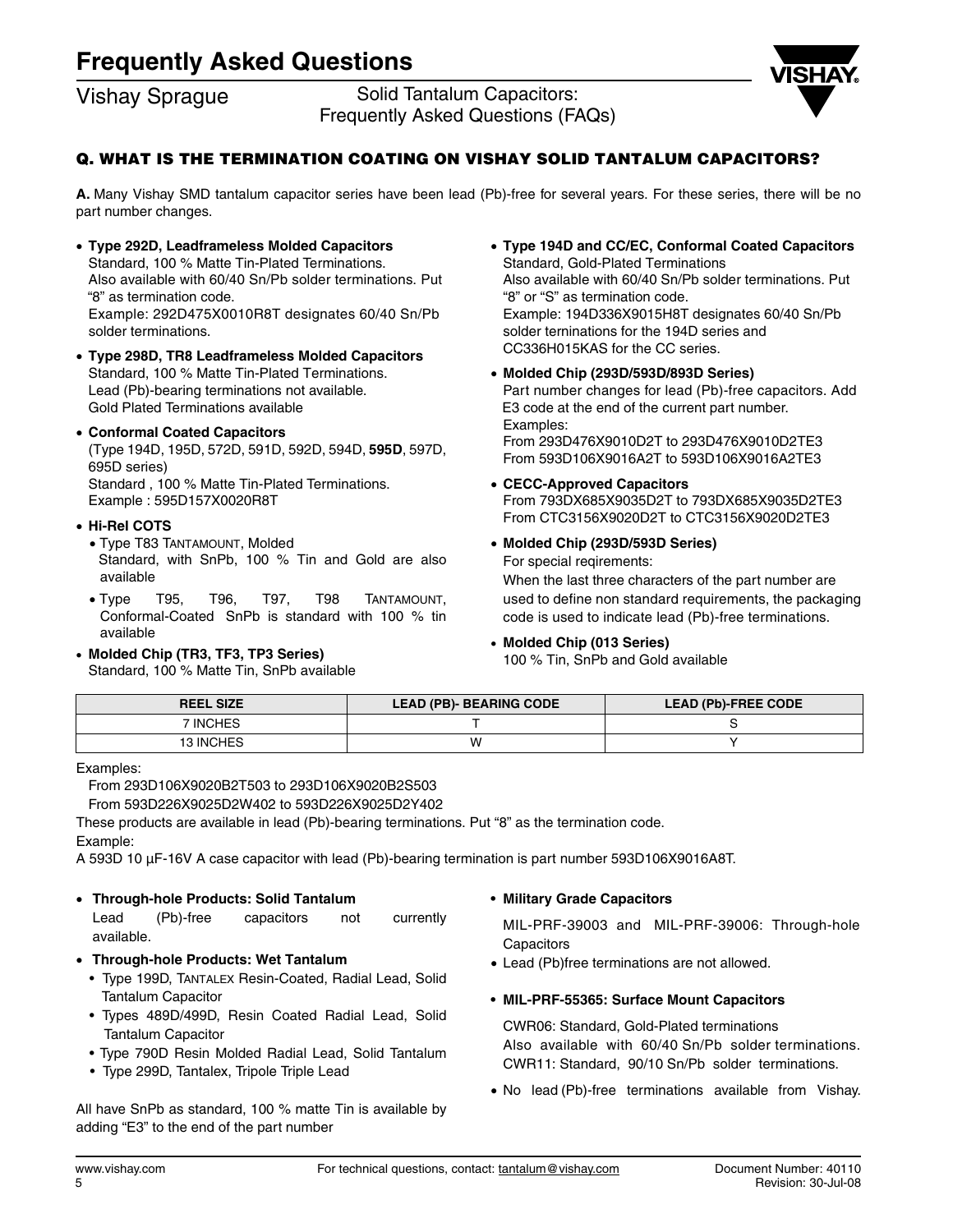# Q. WHAT IS THE TERMINATION COATING ON VISHAY SOLID TANTALUM CAPACITORS?

**A.** Many Vishay SMD tantalum capacitor series have been lead (Pb)-free for several years. For these series, there will be no part number changes.

- **Type 292D, Leadframeless Molded Capacitors**
  Standard, 100 % Matte Tin-Plated Terminations.
  Also available with 60/40 Sn/Pb solder terminations. Put "8" as termination code.
  Example: 292D475X0010R8T designates 60/40 Sn/Pb solder terminations.
- **Type 298D, TR8 Leadframeless Molded Capacitors**
  Standard, 100 % Matte Tin-Plated Terminations.
  Lead (Pb)-bearing terminations not available.
  Gold Plated Terminations available
- **Conformal Coated Capacitors**
  (Type 194D, 195D, 572D, 591D, 592D, 594D, **595D**, 597D, 695D series)
  Standard , 100 % Matte Tin-Plated Terminations.
  Example : 595D157X0020R8T
- **Hi-Rel COTS**
  - Type T83 TANTAMOUNT, Molded
    Standard, with SnPb, 100 % Tin and Gold are also available
  - Type T95, T96, T97, T98 TANTAMOUNT, Conformal-Coated SnPb is standard with 100 % tin available
- **Molded Chip (TR3, TF3, TP3 Series)**
  Standard, 100 % Matte Tin, SnPb available
- **Type 194D and CC/EC, Conformal Coated Capacitors**
  Standard, Gold-Plated Terminations
  Also available with 60/40 Sn/Pb solder terminations. Put "8" or "S" as termination code.
  Example: 194D336X9015H8T designates 60/40 Sn/Pb solder terninations for the 194D series and CC336H015KAS for the CC series.
- **Molded Chip (293D/593D/893D Series)**
  Part number changes for lead (Pb)-free capacitors. Add E3 code at the end of the current part number.
  Examples:
  From 293D476X9010D2T to 293D476X9010D2TE3
  From 593D106X9016A2T to 593D106X9016A2TE3
- **CECC-Approved Capacitors**
  From 793DX685X9035D2T to 793DX685X9035D2TE3
  From CTC3156X9020D2T to CTC3156X9020D2TE3
- **Molded Chip (293D/593D Series)**
  For special reqirements:
  When the last three characters of the part number are used to define non standard requirements, the packaging code is used to indicate lead (Pb)-free terminations.
- **Molded Chip (013 Series)**
  100 % Tin, SnPb and Gold available

| REEL SIZE | LEAD (PB)- BEARING CODE | LEAD (Pb)-FREE CODE |
|---|---|---|
| 7 INCHES | T | S |
| 13 INCHES | W | Y |

Examples:

From 293D106X9020B2T503 to 293D106X9020B2S503

From 593D226X9025D2W402 to 593D226X9025D2Y402

These products are available in lead (Pb)-bearing terminations. Put "8" as the termination code.

Example:

A 593D 10 µF-16V A case capacitor with lead (Pb)-bearing termination is part number 593D106X9016A8T.

- **Through-hole Products: Solid Tantalum**
  Lead (Pb)-free capacitors not currently available.
- **Through-hole Products: Wet Tantalum**
  - Type 199D, TANTALEX Resin-Coated, Radial Lead, Solid Tantalum Capacitor
  - Types 489D/499D, Resin Coated Radial Lead, Solid Tantalum Capacitor
  - Type 790D Resin Molded Radial Lead, Solid Tantalum
  - Type 299D, Tantalex, Tripole Triple Lead

All have SnPb as standard, 100 % matte Tin is available by adding "E3" to the end of the part number

- **Military Grade Capacitors**

  MIL-PRF-39003 and MIL-PRF-39006: Through-hole Capacitors

  - Lead (Pb)free terminations are not allowed.

- **MIL-PRF-55365: Surface Mount Capacitors**

  CWR06: Standard, Gold-Plated terminations
  Also available with 60/40 Sn/Pb solder terminations.
  CWR11: Standard, 90/10 Sn/Pb solder terminations.

  - No lead (Pb)-free terminations available from Vishay.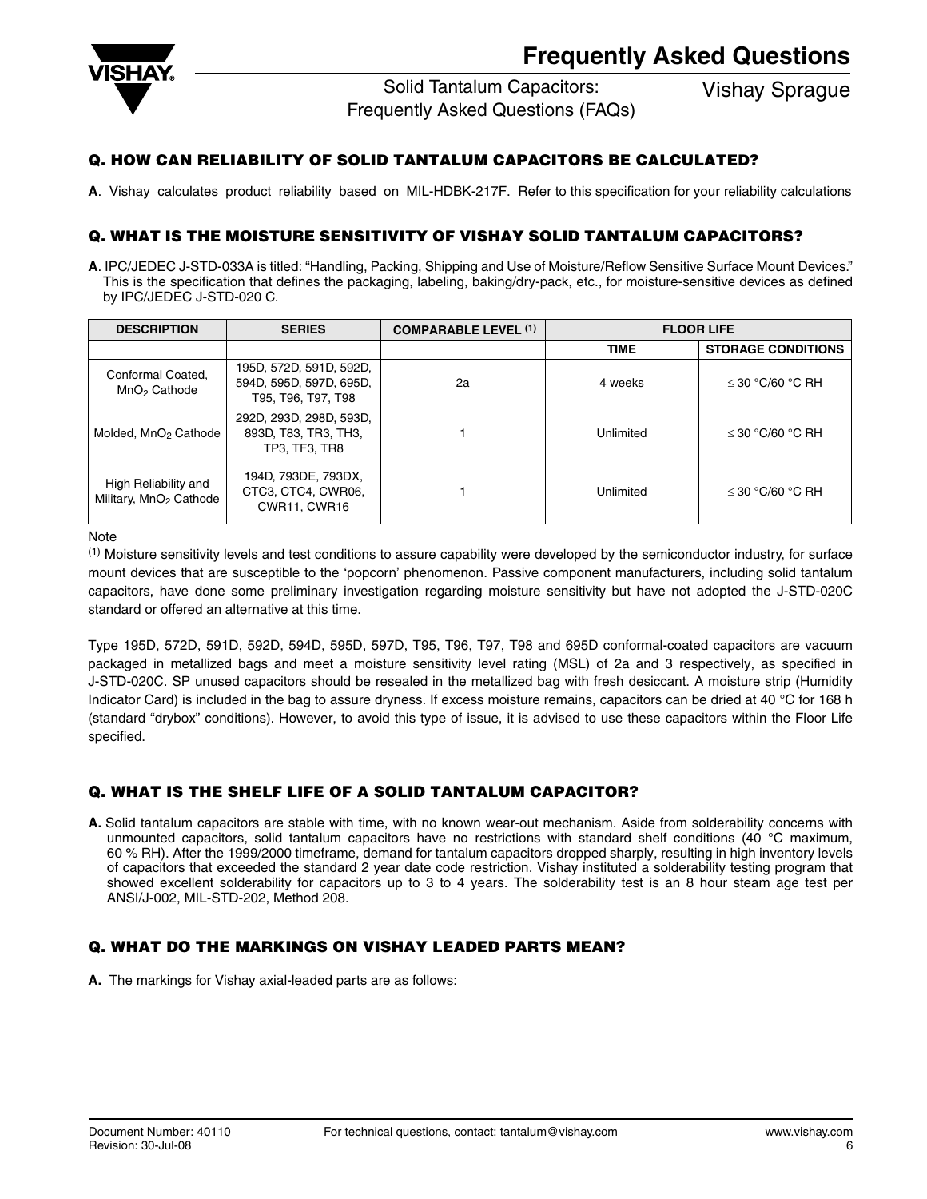## Q. HOW CAN RELIABILITY OF SOLID TANTALUM CAPACITORS BE CALCULATED?

**A**. Vishay calculates product reliability based on MIL-HDBK-217F. Refer to this specification for your reliability calculations

## Q. WHAT IS THE MOISTURE SENSITIVITY OF VISHAY SOLID TANTALUM CAPACITORS?

**A**. IPC/JEDEC J-STD-033A is titled: "Handling, Packing, Shipping and Use of Moisture/Reflow Sensitive Surface Mount Devices." This is the specification that defines the packaging, labeling, baking/dry-pack, etc., for moisture-sensitive devices as defined by IPC/JEDEC J-STD-020 C.

| DESCRIPTION | SERIES | COMPARABLE LEVEL [1] | FLOOR LIFE | |
|---|---|---|---|---|
| | | | TIME | STORAGE CONDITIONS |
| Conformal Coated, $MnO_2$ Cathode | 195D, 572D, 591D, 592D, 594D, 595D, 597D, 695D, T95, T96, T97, T98 | 2a | 4 weeks | ≤ 30 °C/60 °C RH |
| Molded, $MnO_2$ Cathode | 292D, 293D, 298D, 593D, 893D, T83, TR3, TH3, TP3, TF3, TR8 | 1 | Unlimited | ≤ 30 °C/60 °C RH |
| High Reliability and Military, $MnO_2$ Cathode | 194D, 793DE, 793DX, CTC3, CTC4, CWR06, CWR11, CWR16 | 1 | Unlimited | ≤ 30 °C/60 °C RH |

Note

[1] Moisture sensitivity levels and test conditions to assure capability were developed by the semiconductor industry, for surface mount devices that are susceptible to the 'popcorn' phenomenon. Passive component manufacturers, including solid tantalum capacitors, have done some preliminary investigation regarding moisture sensitivity but have not adopted the J-STD-020C standard or offered an alternative at this time.

Type 195D, 572D, 591D, 592D, 594D, 595D, 597D, T95, T96, T97, T98 and 695D conformal-coated capacitors are vacuum packaged in metallized bags and meet a moisture sensitivity level rating (MSL) of 2a and 3 respectively, as specified in J-STD-020C. SP unused capacitors should be resealed in the metallized bag with fresh desiccant. A moisture strip (Humidity Indicator Card) is included in the bag to assure dryness. If excess moisture remains, capacitors can be dried at 40 °C for 168 h (standard "drybox" conditions). However, to avoid this type of issue, it is advised to use these capacitors within the Floor Life specified.

## Q. WHAT IS THE SHELF LIFE OF A SOLID TANTALUM CAPACITOR?

**A.** Solid tantalum capacitors are stable with time, with no known wear-out mechanism. Aside from solderability concerns with unmounted capacitors, solid tantalum capacitors have no restrictions with standard shelf conditions (40 °C maximum, 60 % RH). After the 1999/2000 timeframe, demand for tantalum capacitors dropped sharply, resulting in high inventory levels of capacitors that exceeded the standard 2 year date code restriction. Vishay instituted a solderability testing program that showed excellent solderability for capacitors up to 3 to 4 years. The solderability test is an 8 hour steam age test per ANSI/J-002, MIL-STD-202, Method 208.

## Q. WHAT DO THE MARKINGS ON VISHAY LEADED PARTS MEAN?

**A.** The markings for Vishay axial-leaded parts are as follows: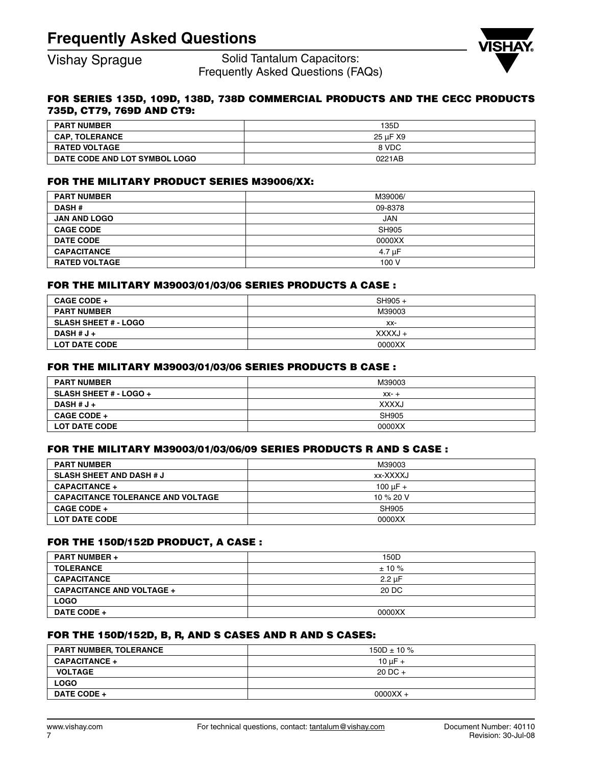# Frequently Asked Questions

Vishay Sprague

Solid Tantalum Capacitors: Frequently Asked Questions (FAQs)

### FOR SERIES 135D, 109D, 138D, 738D COMMERCIAL PRODUCTS AND THE CECC PRODUCTS 735D, CT79, 769D AND CT9:

| PART NUMBER | 135D |
|---|---|
| CAP, TOLERANCE | 25 µF X9 |
| RATED VOLTAGE | 8 VDC |
| DATE CODE AND LOT SYMBOL LOGO | 0221AB |

### FOR THE MILITARY PRODUCT SERIES M39006/XX:

| PART NUMBER | M39006/ |
|---|---|
| DASH # | 09-8378 |
| JAN AND LOGO | JAN |
| CAGE CODE | SH905 |
| DATE CODE | 0000XX |
| CAPACITANCE | 4.7 µF |
| RATED VOLTAGE | 100 V |

### FOR THE MILITARY M39003/01/03/06 SERIES PRODUCTS A CASE :

| CAGE CODE + | SH905 + |
|---|---|
| PART NUMBER | M39003 |
| SLASH SHEET # - LOGO | xx- |
| DASH # J + | XXXXJ + |
| LOT DATE CODE | 0000XX |

### FOR THE MILITARY M39003/01/03/06 SERIES PRODUCTS B CASE :

| PART NUMBER | M39003 |
|---|---|
| SLASH SHEET # - LOGO + | xx- + |
| DASH # J + | XXXXJ |
| CAGE CODE + | SH905 |
| LOT DATE CODE | 0000XX |

### FOR THE MILITARY M39003/01/03/06/09 SERIES PRODUCTS R AND S CASE :

| PART NUMBER | M39003 |
|---|---|
| SLASH SHEET AND DASH # J | xx-XXXXJ |
| CAPACITANCE + | 100 µF + |
| CAPACITANCE TOLERANCE AND VOLTAGE | 10 % 20 V |
| CAGE CODE + | SH905 |
| LOT DATE CODE | 0000XX |

### FOR THE 150D/152D PRODUCT, A CASE :

| PART NUMBER + | 150D |
|---|---|
| TOLERANCE | ± 10 % |
| CAPACITANCE | 2.2 µF |
| CAPACITANCE AND VOLTAGE + | 20 DC |
| LOGO | |
| DATE CODE + | 0000XX |

### FOR THE 150D/152D, B, R, AND S CASES AND R AND S CASES:

| PART NUMBER, TOLERANCE | 150D ± 10 % |
|---|---|
| CAPACITANCE + | 10 µF + |
| VOLTAGE | 20 DC + |
| LOGO | |
| DATE CODE + | 0000XX + |

For technical questions, contact: tantalum@vishay.com

Document Number: 40110
Revision: 30-Jul-08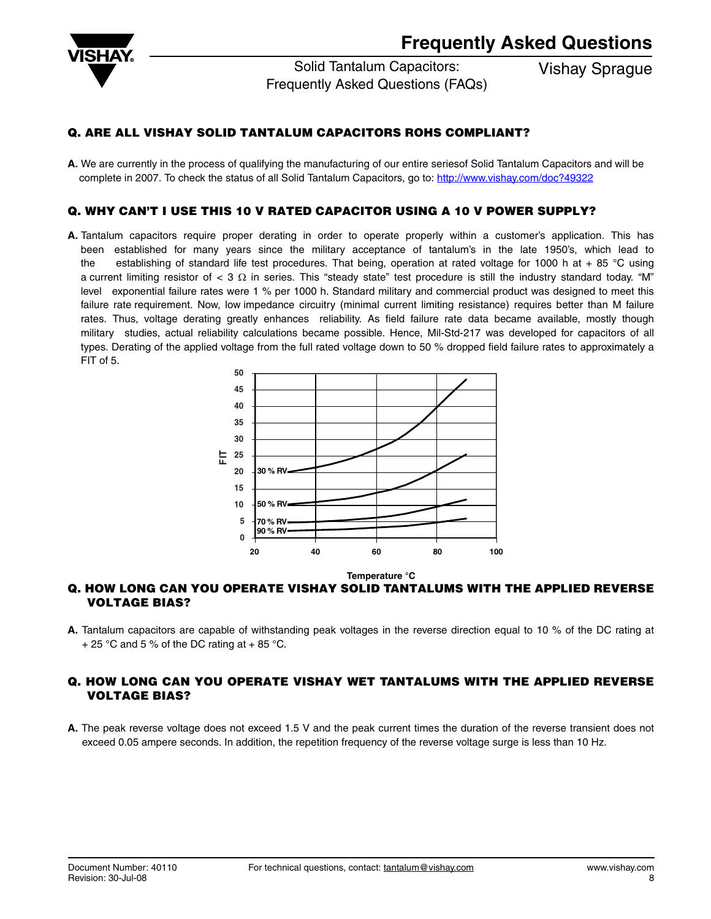### Q. ARE ALL VISHAY SOLID TANTALUM CAPACITORS ROHS COMPLIANT?

**A.** We are currently in the process of qualifying the manufacturing of our entire seriesof Solid Tantalum Capacitors and will be complete in 2007. To check the status of all Solid Tantalum Capacitors, go to: http://www.vishay.com/doc?49322

### Q. WHY CAN'T I USE THIS 10 V RATED CAPACITOR USING A 10 V POWER SUPPLY?

**A.** Tantalum capacitors require proper derating in order to operate properly within a customer's application. This has been established for many years since the military acceptance of tantalum's in the late 1950's, which lead to the establishing of standard life test procedures. That being, operation at rated voltage for 1000 h at + 85 °C using a current limiting resistor of < 3 Ω in series. This "steady state" test procedure is still the industry standard today. "M" level exponential failure rates were 1 % per 1000 h. Standard military and commercial product was designed to meet this failure rate requirement. Now, low impedance circuitry (minimal current limiting resistance) requires better than M failure rates. Thus, voltage derating greatly enhances reliability. As field failure rate data became available, mostly though military studies, actual reliability calculations became possible. Hence, Mil-Std-217 was developed for capacitors of all types. Derating of the applied voltage from the full rated voltage down to 50 % dropped field failure rates to approximately a FIT of 5.

FIT

50
45
40
35
30
25
20
15
10
5
0

30 % RV
50 % RV
70 % RV
90 % RV

20
40
60
80
100

Temperature °C

### Q. HOW LONG CAN YOU OPERATE VISHAY SOLID TANTALUMS WITH THE APPLIED REVERSE VOLTAGE BIAS?

**A.** Tantalum capacitors are capable of withstanding peak voltages in the reverse direction equal to 10 % of the DC rating at + 25 °C and 5 % of the DC rating at + 85 °C.

### Q. HOW LONG CAN YOU OPERATE VISHAY WET TANTALUMS WITH THE APPLIED REVERSE VOLTAGE BIAS?

**A.** The peak reverse voltage does not exceed 1.5 V and the peak current times the duration of the reverse transient does not exceed 0.05 ampere seconds. In addition, the repetition frequency of the reverse voltage surge is less than 10 Hz.